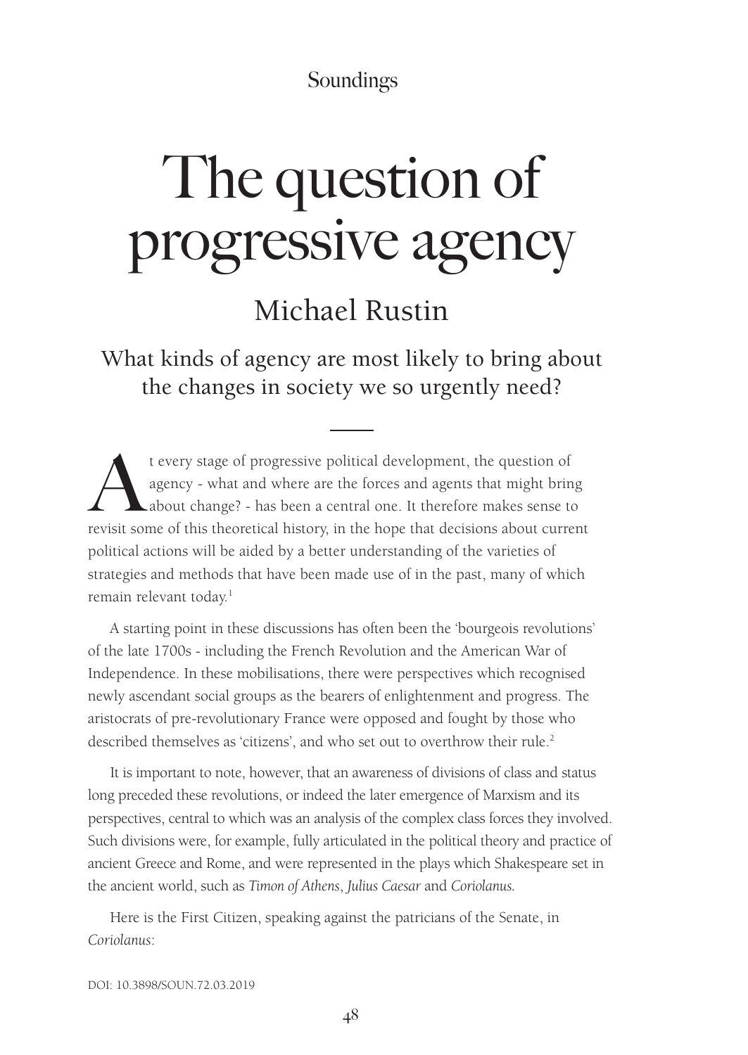Soundings

# The question of progressive agency

## Michael Rustin

### What kinds of agency are most likely to bring about the changes in society we so urgently need?

At every stage of progressive political development, the question of agency - what and where are the forces and agents that might bring about change? - has been a central one. It therefore makes sense to revisit some of this theoretical history, in the hope that decisions about current political actions will be aided by a better understanding of the varieties of strategies and methods that have been made use of in the past, many of which remain relevant today.[1]

A starting point in these discussions has often been the 'bourgeois revolutions' of the late 1700s - including the French Revolution and the American War of Independence. In these mobilisations, there were perspectives which recognised newly ascendant social groups as the bearers of enlightenment and progress. The aristocrats of pre-revolutionary France were opposed and fought by those who described themselves as 'citizens', and who set out to overthrow their rule.[2]

It is important to note, however, that an awareness of divisions of class and status long preceded these revolutions, or indeed the later emergence of Marxism and its perspectives, central to which was an analysis of the complex class forces they involved. Such divisions were, for example, fully articulated in the political theory and practice of ancient Greece and Rome, and were represented in the plays which Shakespeare set in the ancient world, such as *Timon of Athens*, *Julius Caesar* and *Coriolanus*.

Here is the First Citizen, speaking against the patricians of the Senate, in *Coriolanus*:

DOI: 10.3898/SOUN.72.03.2019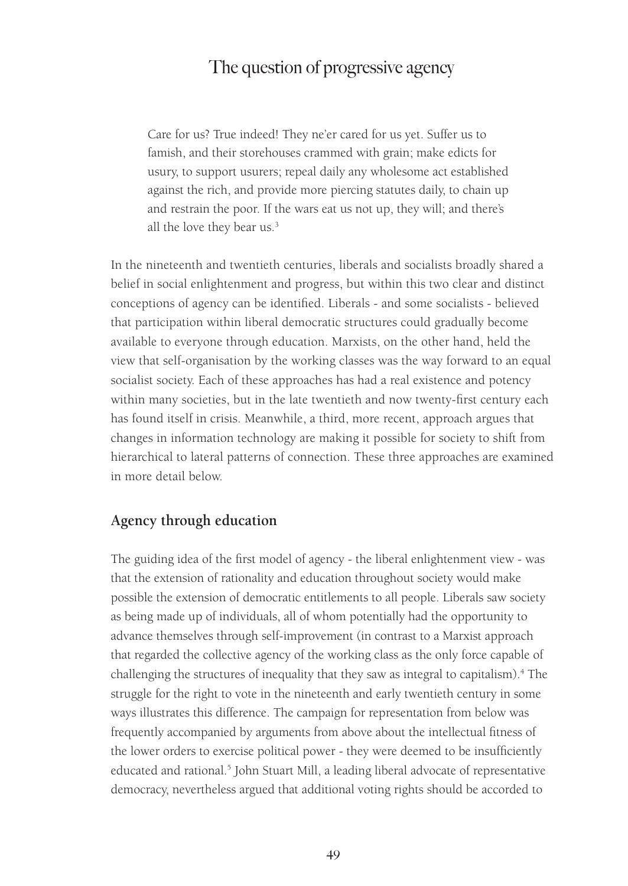# The question of progressive agency

> Care for us? True indeed! They ne'er cared for us yet. Suffer us to famish, and their storehouses crammed with grain; make edicts for usury, to support usurers; repeal daily any wholesome act established against the rich, and provide more piercing statutes daily, to chain up and restrain the poor. If the wars eat us not up, they will; and there's all the love they bear us.[3]

In the nineteenth and twentieth centuries, liberals and socialists broadly shared a belief in social enlightenment and progress, but within this two clear and distinct conceptions of agency can be identified. Liberals - and some socialists - believed that participation within liberal democratic structures could gradually become available to everyone through education. Marxists, on the other hand, held the view that self-organisation by the working classes was the way forward to an equal socialist society. Each of these approaches has had a real existence and potency within many societies, but in the late twentieth and now twenty-first century each has found itself in crisis. Meanwhile, a third, more recent, approach argues that changes in information technology are making it possible for society to shift from hierarchical to lateral patterns of connection. These three approaches are examined in more detail below.

## Agency through education

The guiding idea of the first model of agency - the liberal enlightenment view - was that the extension of rationality and education throughout society would make possible the extension of democratic entitlements to all people. Liberals saw society as being made up of individuals, all of whom potentially had the opportunity to advance themselves through self-improvement (in contrast to a Marxist approach that regarded the collective agency of the working class as the only force capable of challenging the structures of inequality that they saw as integral to capitalism).[4] The struggle for the right to vote in the nineteenth and early twentieth century in some ways illustrates this difference. The campaign for representation from below was frequently accompanied by arguments from above about the intellectual fitness of the lower orders to exercise political power - they were deemed to be insufficiently educated and rational.[5] John Stuart Mill, a leading liberal advocate of representative democracy, nevertheless argued that additional voting rights should be accorded to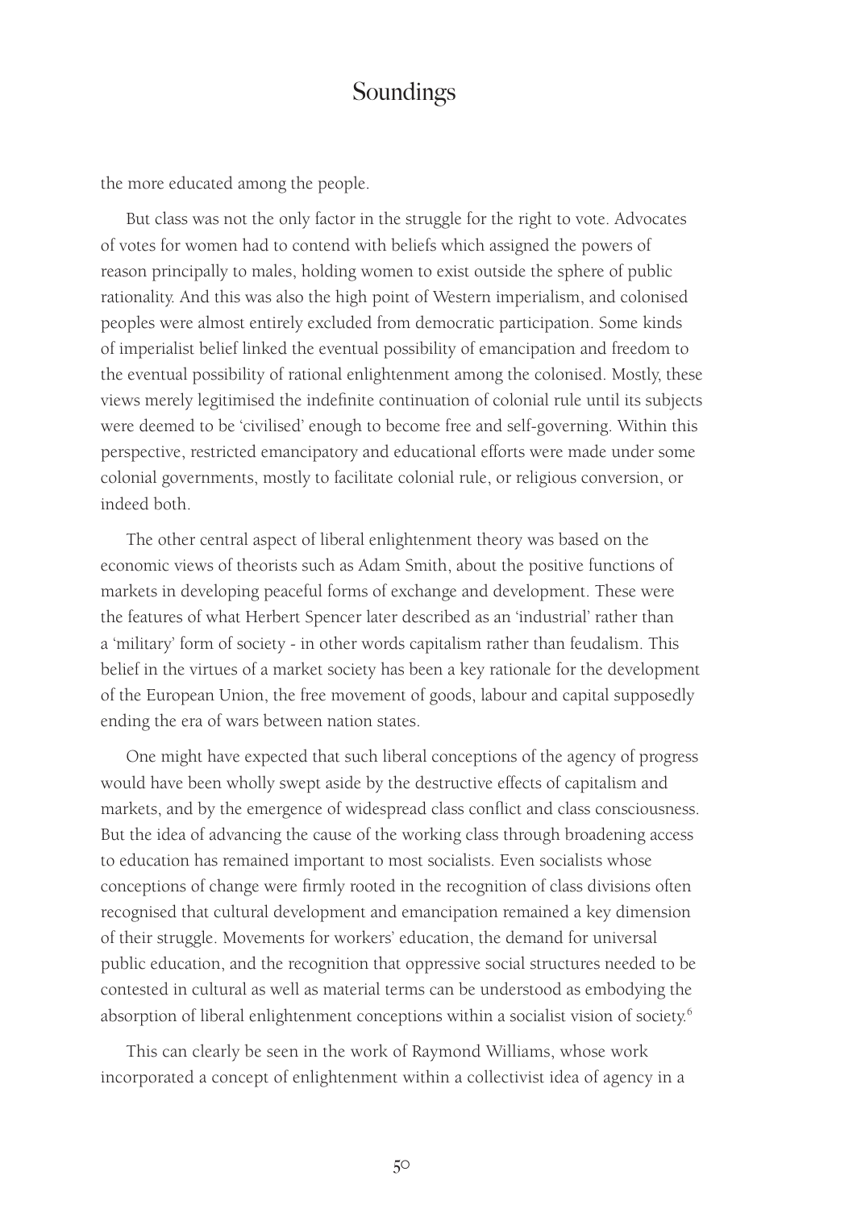the more educated among the people.

But class was not the only factor in the struggle for the right to vote. Advocates of votes for women had to contend with beliefs which assigned the powers of reason principally to males, holding women to exist outside the sphere of public rationality. And this was also the high point of Western imperialism, and colonised peoples were almost entirely excluded from democratic participation. Some kinds of imperialist belief linked the eventual possibility of emancipation and freedom to the eventual possibility of rational enlightenment among the colonised. Mostly, these views merely legitimised the indefinite continuation of colonial rule until its subjects were deemed to be 'civilised' enough to become free and self-governing. Within this perspective, restricted emancipatory and educational efforts were made under some colonial governments, mostly to facilitate colonial rule, or religious conversion, or indeed both.

The other central aspect of liberal enlightenment theory was based on the economic views of theorists such as Adam Smith, about the positive functions of markets in developing peaceful forms of exchange and development. These were the features of what Herbert Spencer later described as an 'industrial' rather than a 'military' form of society - in other words capitalism rather than feudalism. This belief in the virtues of a market society has been a key rationale for the development of the European Union, the free movement of goods, labour and capital supposedly ending the era of wars between nation states.

One might have expected that such liberal conceptions of the agency of progress would have been wholly swept aside by the destructive effects of capitalism and markets, and by the emergence of widespread class conflict and class consciousness. But the idea of advancing the cause of the working class through broadening access to education has remained important to most socialists. Even socialists whose conceptions of change were firmly rooted in the recognition of class divisions often recognised that cultural development and emancipation remained a key dimension of their struggle. Movements for workers' education, the demand for universal public education, and the recognition that oppressive social structures needed to be contested in cultural as well as material terms can be understood as embodying the absorption of liberal enlightenment conceptions within a socialist vision of society.[6]

This can clearly be seen in the work of Raymond Williams, whose work incorporated a concept of enlightenment within a collectivist idea of agency in a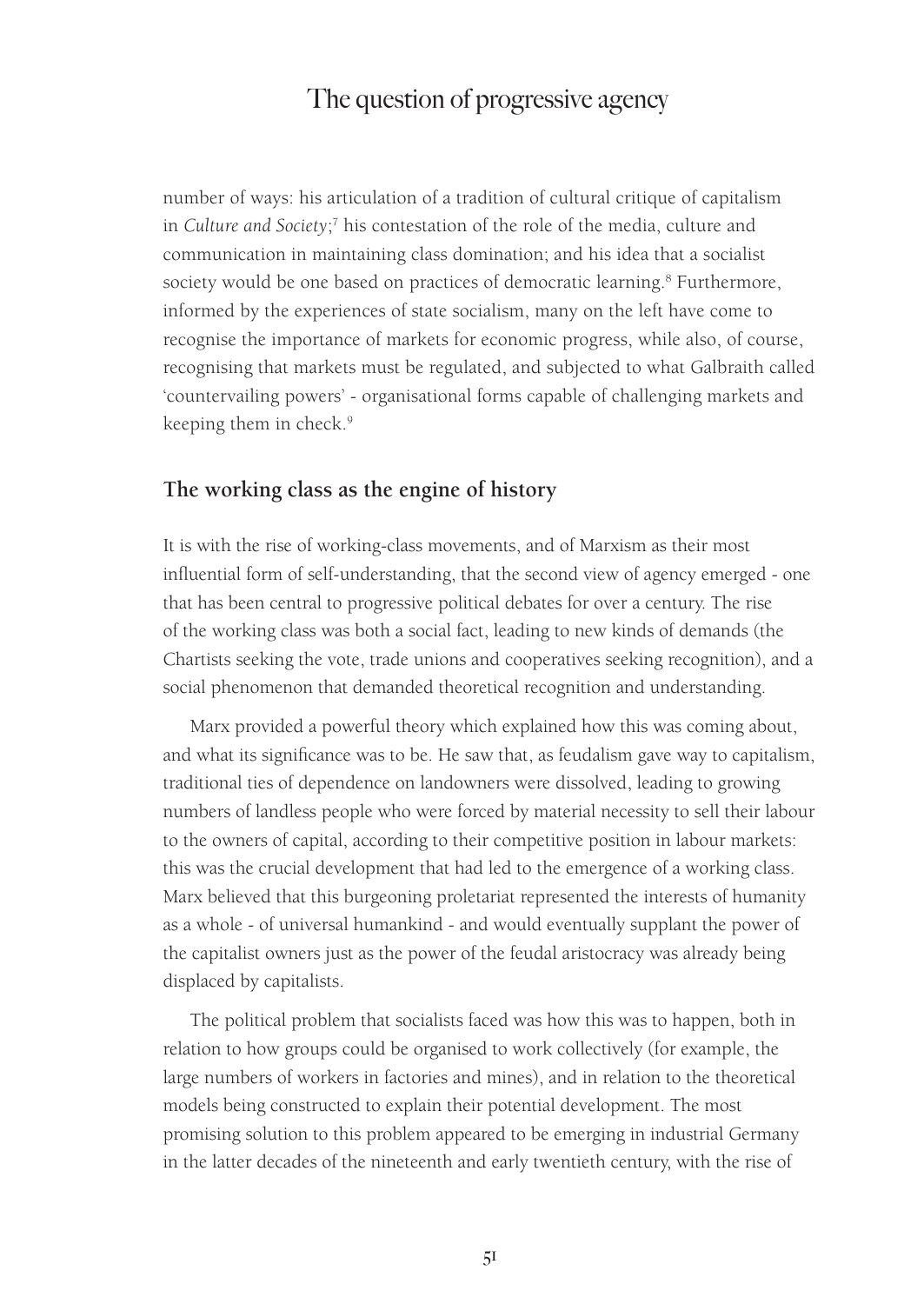number of ways: his articulation of a tradition of cultural critique of capitalism in *Culture and Society*;[7] his contestation of the role of the media, culture and communication in maintaining class domination; and his idea that a socialist society would be one based on practices of democratic learning.[8] Furthermore, informed by the experiences of state socialism, many on the left have come to recognise the importance of markets for economic progress, while also, of course, recognising that markets must be regulated, and subjected to what Galbraith called 'countervailing powers' - organisational forms capable of challenging markets and keeping them in check.[9]

## The working class as the engine of history

It is with the rise of working-class movements, and of Marxism as their most influential form of self-understanding, that the second view of agency emerged - one that has been central to progressive political debates for over a century. The rise of the working class was both a social fact, leading to new kinds of demands (the Chartists seeking the vote, trade unions and cooperatives seeking recognition), and a social phenomenon that demanded theoretical recognition and understanding.

Marx provided a powerful theory which explained how this was coming about, and what its significance was to be. He saw that, as feudalism gave way to capitalism, traditional ties of dependence on landowners were dissolved, leading to growing numbers of landless people who were forced by material necessity to sell their labour to the owners of capital, according to their competitive position in labour markets: this was the crucial development that had led to the emergence of a working class. Marx believed that this burgeoning proletariat represented the interests of humanity as a whole - of universal humankind - and would eventually supplant the power of the capitalist owners just as the power of the feudal aristocracy was already being displaced by capitalists.

The political problem that socialists faced was how this was to happen, both in relation to how groups could be organised to work collectively (for example, the large numbers of workers in factories and mines), and in relation to the theoretical models being constructed to explain their potential development. The most promising solution to this problem appeared to be emerging in industrial Germany in the latter decades of the nineteenth and early twentieth century, with the rise of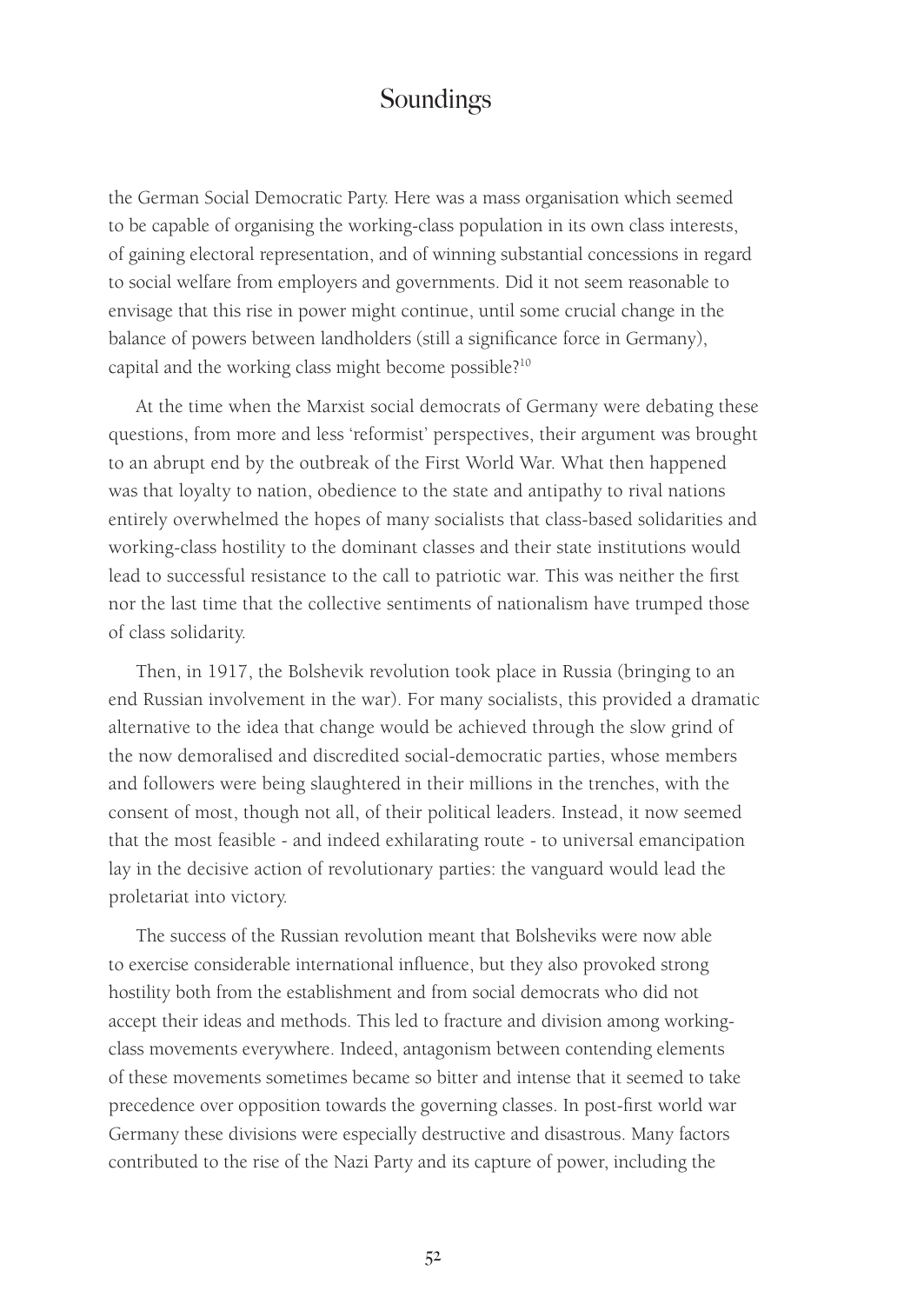the German Social Democratic Party. Here was a mass organisation which seemed to be capable of organising the working-class population in its own class interests, of gaining electoral representation, and of winning substantial concessions in regard to social welfare from employers and governments. Did it not seem reasonable to envisage that this rise in power might continue, until some crucial change in the balance of powers between landholders (still a significance force in Germany), capital and the working class might become possible?[10]

At the time when the Marxist social democrats of Germany were debating these questions, from more and less 'reformist' perspectives, their argument was brought to an abrupt end by the outbreak of the First World War. What then happened was that loyalty to nation, obedience to the state and antipathy to rival nations entirely overwhelmed the hopes of many socialists that class-based solidarities and working-class hostility to the dominant classes and their state institutions would lead to successful resistance to the call to patriotic war. This was neither the first nor the last time that the collective sentiments of nationalism have trumped those of class solidarity.

Then, in 1917, the Bolshevik revolution took place in Russia (bringing to an end Russian involvement in the war). For many socialists, this provided a dramatic alternative to the idea that change would be achieved through the slow grind of the now demoralised and discredited social-democratic parties, whose members and followers were being slaughtered in their millions in the trenches, with the consent of most, though not all, of their political leaders. Instead, it now seemed that the most feasible - and indeed exhilarating route - to universal emancipation lay in the decisive action of revolutionary parties: the vanguard would lead the proletariat into victory.

The success of the Russian revolution meant that Bolsheviks were now able to exercise considerable international influence, but they also provoked strong hostility both from the establishment and from social democrats who did not accept their ideas and methods. This led to fracture and division among working-class movements everywhere. Indeed, antagonism between contending elements of these movements sometimes became so bitter and intense that it seemed to take precedence over opposition towards the governing classes. In post-first world war Germany these divisions were especially destructive and disastrous. Many factors contributed to the rise of the Nazi Party and its capture of power, including the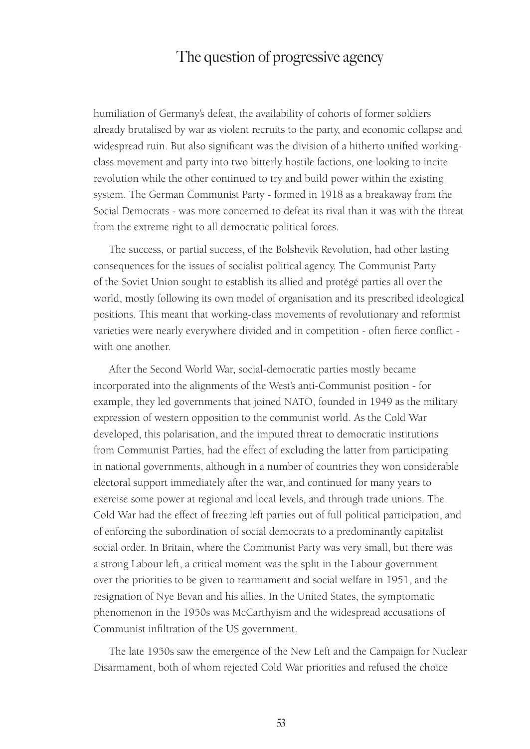humiliation of Germany's defeat, the availability of cohorts of former soldiers already brutalised by war as violent recruits to the party, and economic collapse and widespread ruin. But also significant was the division of a hitherto unified working-class movement and party into two bitterly hostile factions, one looking to incite revolution while the other continued to try and build power within the existing system. The German Communist Party - formed in 1918 as a breakaway from the Social Democrats - was more concerned to defeat its rival than it was with the threat from the extreme right to all democratic political forces.

The success, or partial success, of the Bolshevik Revolution, had other lasting consequences for the issues of socialist political agency. The Communist Party of the Soviet Union sought to establish its allied and protégé parties all over the world, mostly following its own model of organisation and its prescribed ideological positions. This meant that working-class movements of revolutionary and reformist varieties were nearly everywhere divided and in competition - often fierce conflict - with one another.

After the Second World War, social-democratic parties mostly became incorporated into the alignments of the West's anti-Communist position - for example, they led governments that joined NATO, founded in 1949 as the military expression of western opposition to the communist world. As the Cold War developed, this polarisation, and the imputed threat to democratic institutions from Communist Parties, had the effect of excluding the latter from participating in national governments, although in a number of countries they won considerable electoral support immediately after the war, and continued for many years to exercise some power at regional and local levels, and through trade unions. The Cold War had the effect of freezing left parties out of full political participation, and of enforcing the subordination of social democrats to a predominantly capitalist social order. In Britain, where the Communist Party was very small, but there was a strong Labour left, a critical moment was the split in the Labour government over the priorities to be given to rearmament and social welfare in 1951, and the resignation of Nye Bevan and his allies. In the United States, the symptomatic phenomenon in the 1950s was McCarthyism and the widespread accusations of Communist infiltration of the US government.

The late 1950s saw the emergence of the New Left and the Campaign for Nuclear Disarmament, both of whom rejected Cold War priorities and refused the choice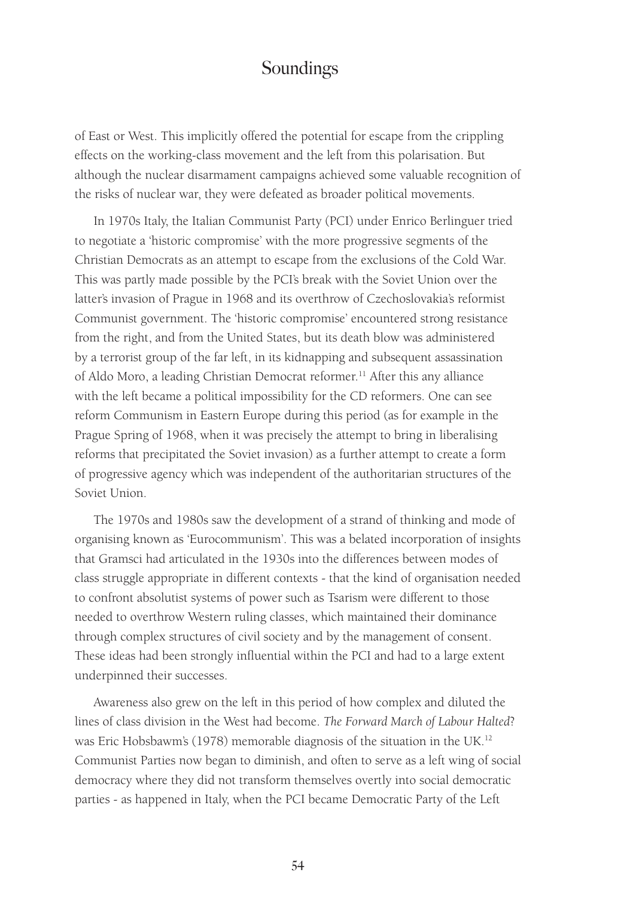of East or West. This implicitly offered the potential for escape from the crippling effects on the working-class movement and the left from this polarisation. But although the nuclear disarmament campaigns achieved some valuable recognition of the risks of nuclear war, they were defeated as broader political movements.

In 1970s Italy, the Italian Communist Party (PCI) under Enrico Berlinguer tried to negotiate a 'historic compromise' with the more progressive segments of the Christian Democrats as an attempt to escape from the exclusions of the Cold War. This was partly made possible by the PCI's break with the Soviet Union over the latter's invasion of Prague in 1968 and its overthrow of Czechoslovakia's reformist Communist government. The 'historic compromise' encountered strong resistance from the right, and from the United States, but its death blow was administered by a terrorist group of the far left, in its kidnapping and subsequent assassination of Aldo Moro, a leading Christian Democrat reformer.[11] After this any alliance with the left became a political impossibility for the CD reformers. One can see reform Communism in Eastern Europe during this period (as for example in the Prague Spring of 1968, when it was precisely the attempt to bring in liberalising reforms that precipitated the Soviet invasion) as a further attempt to create a form of progressive agency which was independent of the authoritarian structures of the Soviet Union.

The 1970s and 1980s saw the development of a strand of thinking and mode of organising known as 'Eurocommunism'. This was a belated incorporation of insights that Gramsci had articulated in the 1930s into the differences between modes of class struggle appropriate in different contexts - that the kind of organisation needed to confront absolutist systems of power such as Tsarism were different to those needed to overthrow Western ruling classes, which maintained their dominance through complex structures of civil society and by the management of consent. These ideas had been strongly influential within the PCI and had to a large extent underpinned their successes.

Awareness also grew on the left in this period of how complex and diluted the lines of class division in the West had become. *The Forward March of Labour Halted*? was Eric Hobsbawm's (1978) memorable diagnosis of the situation in the UK.[12] Communist Parties now began to diminish, and often to serve as a left wing of social democracy where they did not transform themselves overtly into social democratic parties - as happened in Italy, when the PCI became Democratic Party of the Left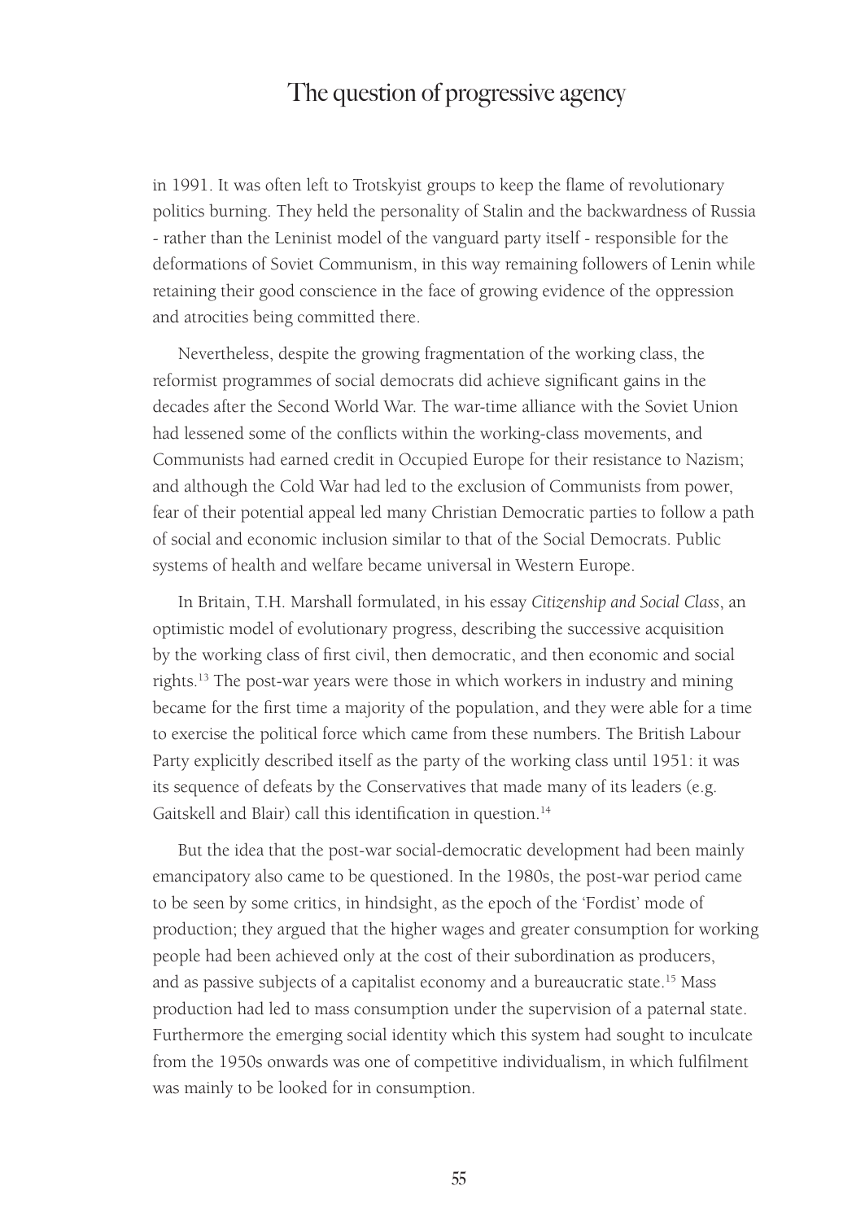in 1991. It was often left to Trotskyist groups to keep the flame of revolutionary politics burning. They held the personality of Stalin and the backwardness of Russia - rather than the Leninist model of the vanguard party itself - responsible for the deformations of Soviet Communism, in this way remaining followers of Lenin while retaining their good conscience in the face of growing evidence of the oppression and atrocities being committed there.

Nevertheless, despite the growing fragmentation of the working class, the reformist programmes of social democrats did achieve significant gains in the decades after the Second World War. The war-time alliance with the Soviet Union had lessened some of the conflicts within the working-class movements, and Communists had earned credit in Occupied Europe for their resistance to Nazism; and although the Cold War had led to the exclusion of Communists from power, fear of their potential appeal led many Christian Democratic parties to follow a path of social and economic inclusion similar to that of the Social Democrats. Public systems of health and welfare became universal in Western Europe.

In Britain, T.H. Marshall formulated, in his essay *Citizenship and Social Class*, an optimistic model of evolutionary progress, describing the successive acquisition by the working class of first civil, then democratic, and then economic and social rights.[13] The post-war years were those in which workers in industry and mining became for the first time a majority of the population, and they were able for a time to exercise the political force which came from these numbers. The British Labour Party explicitly described itself as the party of the working class until 1951: it was its sequence of defeats by the Conservatives that made many of its leaders (e.g. Gaitskell and Blair) call this identification in question.[14]

But the idea that the post-war social-democratic development had been mainly emancipatory also came to be questioned. In the 1980s, the post-war period came to be seen by some critics, in hindsight, as the epoch of the 'Fordist' mode of production; they argued that the higher wages and greater consumption for working people had been achieved only at the cost of their subordination as producers, and as passive subjects of a capitalist economy and a bureaucratic state.[15] Mass production had led to mass consumption under the supervision of a paternal state. Furthermore the emerging social identity which this system had sought to inculcate from the 1950s onwards was one of competitive individualism, in which fulfilment was mainly to be looked for in consumption.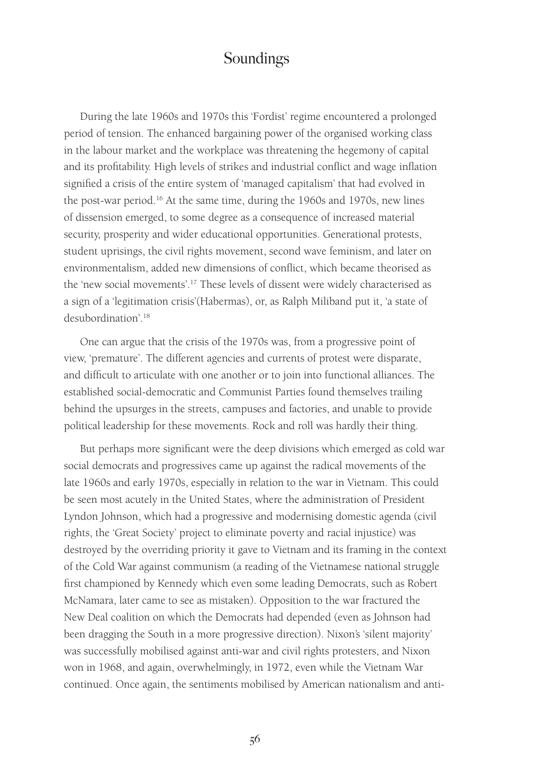During the late 1960s and 1970s this 'Fordist' regime encountered a prolonged period of tension. The enhanced bargaining power of the organised working class in the labour market and the workplace was threatening the hegemony of capital and its profitability. High levels of strikes and industrial conflict and wage inflation signified a crisis of the entire system of 'managed capitalism' that had evolved in the post-war period.[16] At the same time, during the 1960s and 1970s, new lines of dissension emerged, to some degree as a consequence of increased material security, prosperity and wider educational opportunities. Generational protests, student uprisings, the civil rights movement, second wave feminism, and later on environmentalism, added new dimensions of conflict, which became theorised as the 'new social movements'.[17] These levels of dissent were widely characterised as a sign of a 'legitimation crisis'(Habermas), or, as Ralph Miliband put it, 'a state of desubordination'.[18]

One can argue that the crisis of the 1970s was, from a progressive point of view, 'premature'. The different agencies and currents of protest were disparate, and difficult to articulate with one another or to join into functional alliances. The established social-democratic and Communist Parties found themselves trailing behind the upsurges in the streets, campuses and factories, and unable to provide political leadership for these movements. Rock and roll was hardly their thing.

But perhaps more significant were the deep divisions which emerged as cold war social democrats and progressives came up against the radical movements of the late 1960s and early 1970s, especially in relation to the war in Vietnam. This could be seen most acutely in the United States, where the administration of President Lyndon Johnson, which had a progressive and modernising domestic agenda (civil rights, the 'Great Society' project to eliminate poverty and racial injustice) was destroyed by the overriding priority it gave to Vietnam and its framing in the context of the Cold War against communism (a reading of the Vietnamese national struggle first championed by Kennedy which even some leading Democrats, such as Robert McNamara, later came to see as mistaken). Opposition to the war fractured the New Deal coalition on which the Democrats had depended (even as Johnson had been dragging the South in a more progressive direction). Nixon's 'silent majority' was successfully mobilised against anti-war and civil rights protesters, and Nixon won in 1968, and again, overwhelmingly, in 1972, even while the Vietnam War continued. Once again, the sentiments mobilised by American nationalism and anti-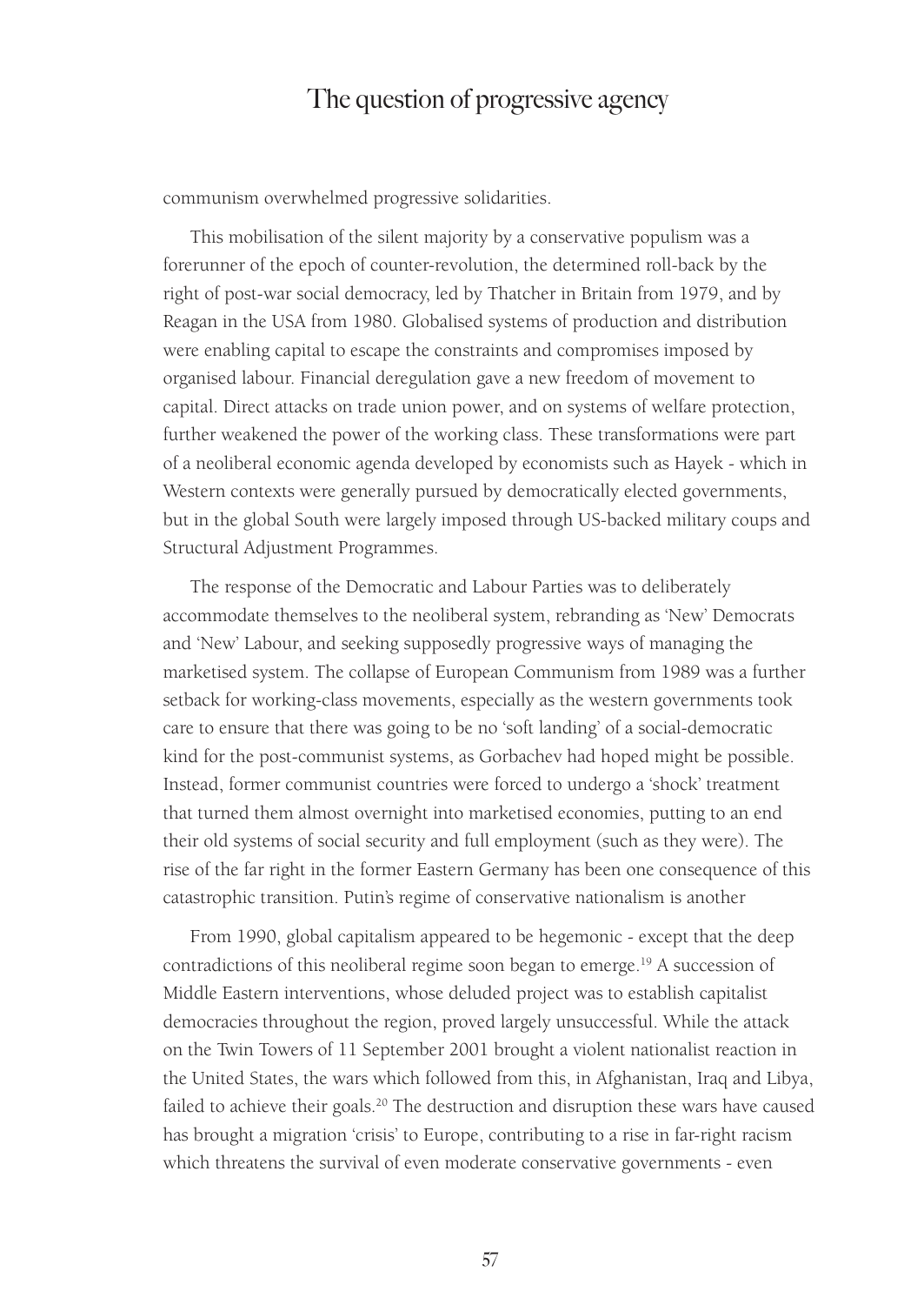communism overwhelmed progressive solidarities.

This mobilisation of the silent majority by a conservative populism was a forerunner of the epoch of counter-revolution, the determined roll-back by the right of post-war social democracy, led by Thatcher in Britain from 1979, and by Reagan in the USA from 1980. Globalised systems of production and distribution were enabling capital to escape the constraints and compromises imposed by organised labour. Financial deregulation gave a new freedom of movement to capital. Direct attacks on trade union power, and on systems of welfare protection, further weakened the power of the working class. These transformations were part of a neoliberal economic agenda developed by economists such as Hayek - which in Western contexts were generally pursued by democratically elected governments, but in the global South were largely imposed through US-backed military coups and Structural Adjustment Programmes.

The response of the Democratic and Labour Parties was to deliberately accommodate themselves to the neoliberal system, rebranding as 'New' Democrats and 'New' Labour, and seeking supposedly progressive ways of managing the marketised system. The collapse of European Communism from 1989 was a further setback for working-class movements, especially as the western governments took care to ensure that there was going to be no 'soft landing' of a social-democratic kind for the post-communist systems, as Gorbachev had hoped might be possible. Instead, former communist countries were forced to undergo a 'shock' treatment that turned them almost overnight into marketised economies, putting to an end their old systems of social security and full employment (such as they were). The rise of the far right in the former Eastern Germany has been one consequence of this catastrophic transition. Putin's regime of conservative nationalism is another

From 1990, global capitalism appeared to be hegemonic - except that the deep contradictions of this neoliberal regime soon began to emerge.[19] A succession of Middle Eastern interventions, whose deluded project was to establish capitalist democracies throughout the region, proved largely unsuccessful. While the attack on the Twin Towers of 11 September 2001 brought a violent nationalist reaction in the United States, the wars which followed from this, in Afghanistan, Iraq and Libya, failed to achieve their goals.[20] The destruction and disruption these wars have caused has brought a migration 'crisis' to Europe, contributing to a rise in far-right racism which threatens the survival of even moderate conservative governments - even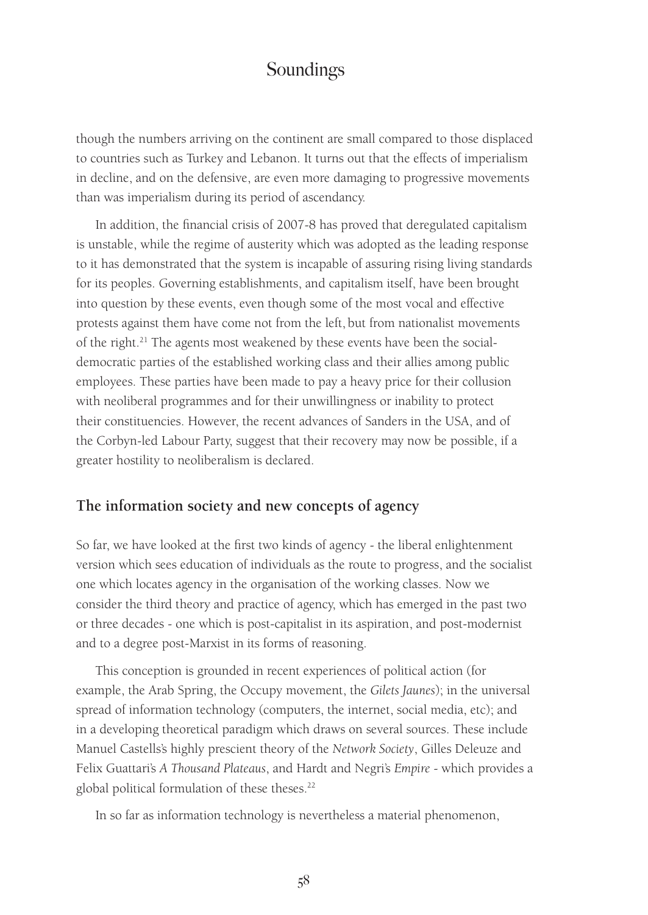though the numbers arriving on the continent are small compared to those displaced to countries such as Turkey and Lebanon. It turns out that the effects of imperialism in decline, and on the defensive, are even more damaging to progressive movements than was imperialism during its period of ascendancy.

In addition, the financial crisis of 2007-8 has proved that deregulated capitalism is unstable, while the regime of austerity which was adopted as the leading response to it has demonstrated that the system is incapable of assuring rising living standards for its peoples. Governing establishments, and capitalism itself, have been brought into question by these events, even though some of the most vocal and effective protests against them have come not from the left, but from nationalist movements of the right.[21] The agents most weakened by these events have been the social-democratic parties of the established working class and their allies among public employees. These parties have been made to pay a heavy price for their collusion with neoliberal programmes and for their unwillingness or inability to protect their constituencies. However, the recent advances of Sanders in the USA, and of the Corbyn-led Labour Party, suggest that their recovery may now be possible, if a greater hostility to neoliberalism is declared.

## The information society and new concepts of agency

So far, we have looked at the first two kinds of agency - the liberal enlightenment version which sees education of individuals as the route to progress, and the socialist one which locates agency in the organisation of the working classes. Now we consider the third theory and practice of agency, which has emerged in the past two or three decades - one which is post-capitalist in its aspiration, and post-modernist and to a degree post-Marxist in its forms of reasoning.

This conception is grounded in recent experiences of political action (for example, the Arab Spring, the Occupy movement, the *Gilets Jaunes*); in the universal spread of information technology (computers, the internet, social media, etc); and in a developing theoretical paradigm which draws on several sources. These include Manuel Castells's highly prescient theory of the *Network Society*, Gilles Deleuze and Felix Guattari's *A Thousand Plateaus*, and Hardt and Negri's *Empire* - which provides a global political formulation of these theses.[22]

In so far as information technology is nevertheless a material phenomenon,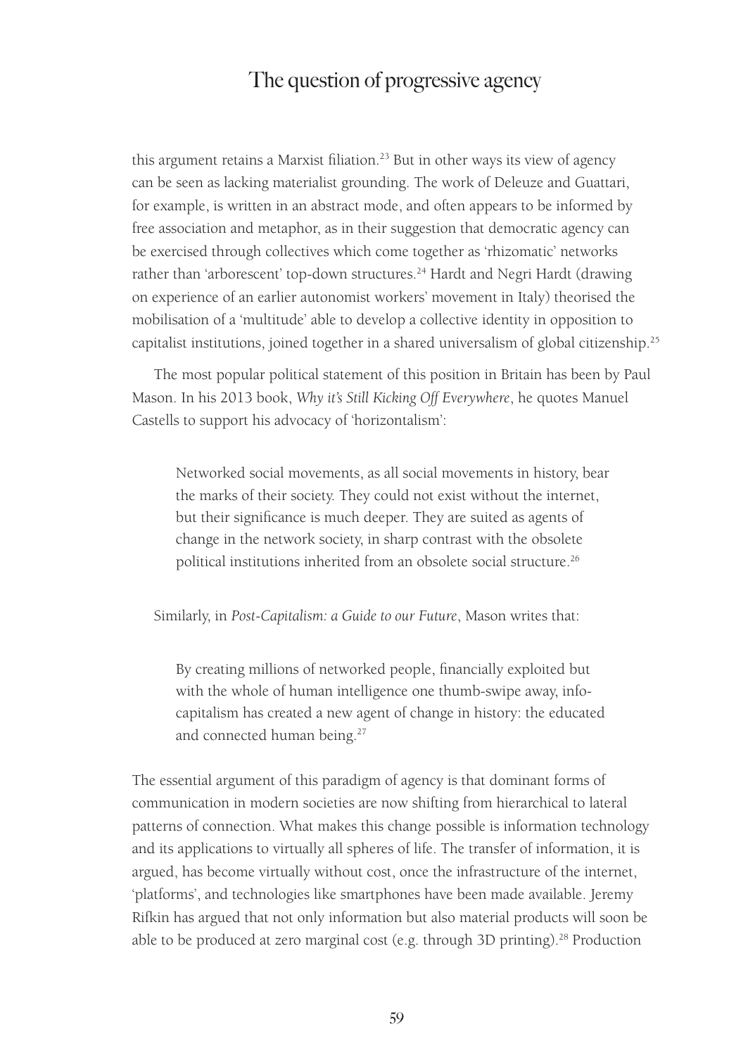this argument retains a Marxist filiation.[23] But in other ways its view of agency can be seen as lacking materialist grounding. The work of Deleuze and Guattari, for example, is written in an abstract mode, and often appears to be informed by free association and metaphor, as in their suggestion that democratic agency can be exercised through collectives which come together as 'rhizomatic' networks rather than 'arborescent' top-down structures.[24] Hardt and Negri Hardt (drawing on experience of an earlier autonomist workers' movement in Italy) theorised the mobilisation of a 'multitude' able to develop a collective identity in opposition to capitalist institutions, joined together in a shared universalism of global citizenship.[25]

The most popular political statement of this position in Britain has been by Paul Mason. In his 2013 book, *Why it's Still Kicking Off Everywhere*, he quotes Manuel Castells to support his advocacy of 'horizontalism':

> Networked social movements, as all social movements in history, bear the marks of their society. They could not exist without the internet, but their significance is much deeper. They are suited as agents of change in the network society, in sharp contrast with the obsolete political institutions inherited from an obsolete social structure.[26]

Similarly, in *Post-Capitalism: a Guide to our Future*, Mason writes that:

> By creating millions of networked people, financially exploited but with the whole of human intelligence one thumb-swipe away, info-capitalism has created a new agent of change in history: the educated and connected human being.[27]

The essential argument of this paradigm of agency is that dominant forms of communication in modern societies are now shifting from hierarchical to lateral patterns of connection. What makes this change possible is information technology and its applications to virtually all spheres of life. The transfer of information, it is argued, has become virtually without cost, once the infrastructure of the internet, 'platforms', and technologies like smartphones have been made available. Jeremy Rifkin has argued that not only information but also material products will soon be able to be produced at zero marginal cost (e.g. through 3D printing).[28] Production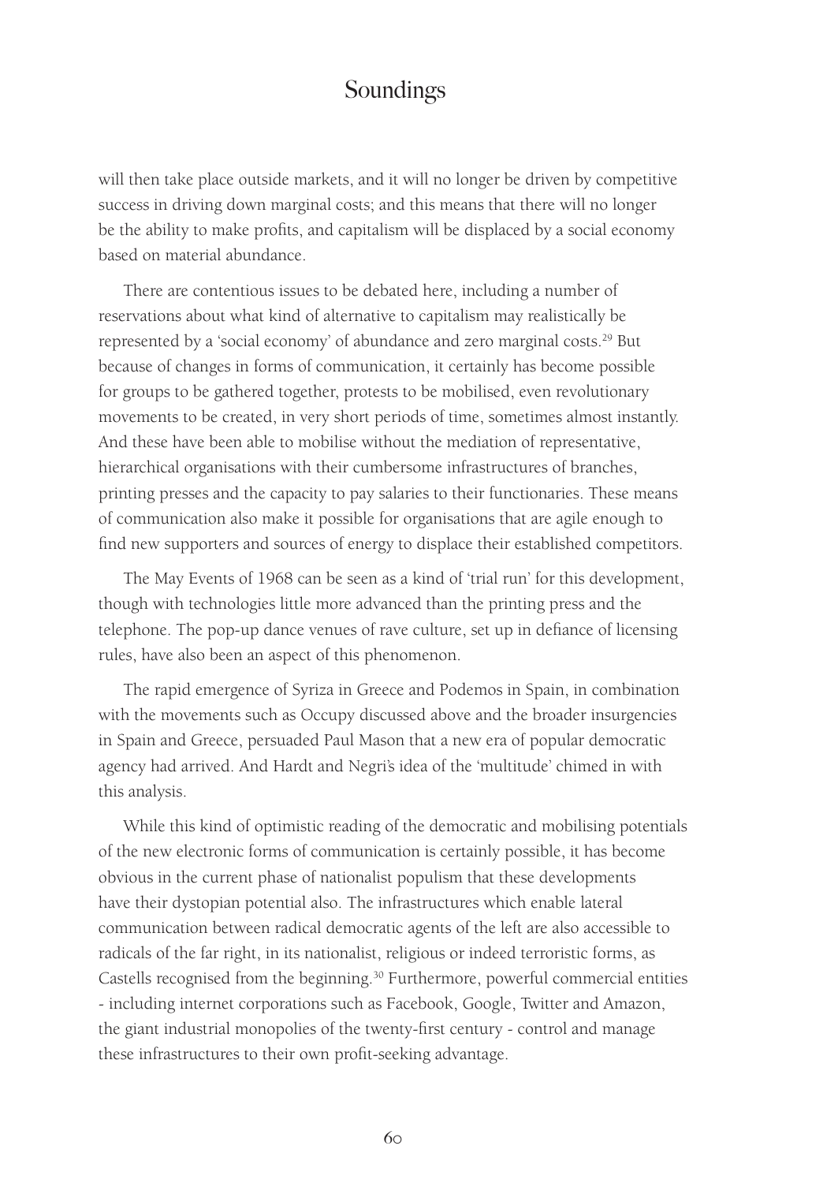will then take place outside markets, and it will no longer be driven by competitive success in driving down marginal costs; and this means that there will no longer be the ability to make profits, and capitalism will be displaced by a social economy based on material abundance.

There are contentious issues to be debated here, including a number of reservations about what kind of alternative to capitalism may realistically be represented by a 'social economy' of abundance and zero marginal costs.[29] But because of changes in forms of communication, it certainly has become possible for groups to be gathered together, protests to be mobilised, even revolutionary movements to be created, in very short periods of time, sometimes almost instantly. And these have been able to mobilise without the mediation of representative, hierarchical organisations with their cumbersome infrastructures of branches, printing presses and the capacity to pay salaries to their functionaries. These means of communication also make it possible for organisations that are agile enough to find new supporters and sources of energy to displace their established competitors.

The May Events of 1968 can be seen as a kind of 'trial run' for this development, though with technologies little more advanced than the printing press and the telephone. The pop-up dance venues of rave culture, set up in defiance of licensing rules, have also been an aspect of this phenomenon.

The rapid emergence of Syriza in Greece and Podemos in Spain, in combination with the movements such as Occupy discussed above and the broader insurgencies in Spain and Greece, persuaded Paul Mason that a new era of popular democratic agency had arrived. And Hardt and Negri's idea of the 'multitude' chimed in with this analysis.

While this kind of optimistic reading of the democratic and mobilising potentials of the new electronic forms of communication is certainly possible, it has become obvious in the current phase of nationalist populism that these developments have their dystopian potential also. The infrastructures which enable lateral communication between radical democratic agents of the left are also accessible to radicals of the far right, in its nationalist, religious or indeed terroristic forms, as Castells recognised from the beginning.[30] Furthermore, powerful commercial entities - including internet corporations such as Facebook, Google, Twitter and Amazon, the giant industrial monopolies of the twenty-first century - control and manage these infrastructures to their own profit-seeking advantage.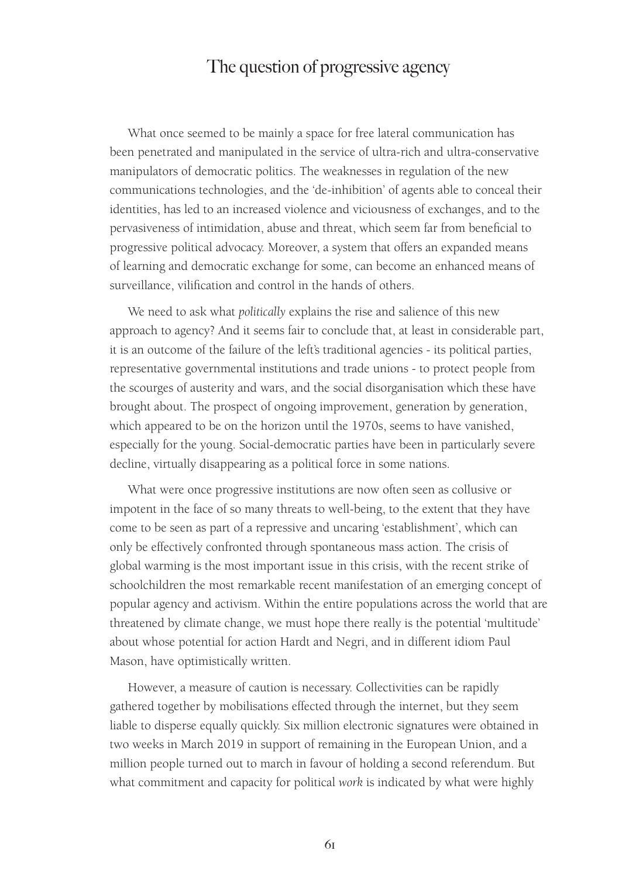What once seemed to be mainly a space for free lateral communication has been penetrated and manipulated in the service of ultra-rich and ultra-conservative manipulators of democratic politics. The weaknesses in regulation of the new communications technologies, and the 'de-inhibition' of agents able to conceal their identities, has led to an increased violence and viciousness of exchanges, and to the pervasiveness of intimidation, abuse and threat, which seem far from beneficial to progressive political advocacy. Moreover, a system that offers an expanded means of learning and democratic exchange for some, can become an enhanced means of surveillance, vilification and control in the hands of others.

We need to ask what *politically* explains the rise and salience of this new approach to agency? And it seems fair to conclude that, at least in considerable part, it is an outcome of the failure of the left's traditional agencies - its political parties, representative governmental institutions and trade unions - to protect people from the scourges of austerity and wars, and the social disorganisation which these have brought about. The prospect of ongoing improvement, generation by generation, which appeared to be on the horizon until the 1970s, seems to have vanished, especially for the young. Social-democratic parties have been in particularly severe decline, virtually disappearing as a political force in some nations.

What were once progressive institutions are now often seen as collusive or impotent in the face of so many threats to well-being, to the extent that they have come to be seen as part of a repressive and uncaring 'establishment', which can only be effectively confronted through spontaneous mass action. The crisis of global warming is the most important issue in this crisis, with the recent strike of schoolchildren the most remarkable recent manifestation of an emerging concept of popular agency and activism. Within the entire populations across the world that are threatened by climate change, we must hope there really is the potential 'multitude' about whose potential for action Hardt and Negri, and in different idiom Paul Mason, have optimistically written.

However, a measure of caution is necessary. Collectivities can be rapidly gathered together by mobilisations effected through the internet, but they seem liable to disperse equally quickly. Six million electronic signatures were obtained in two weeks in March 2019 in support of remaining in the European Union, and a million people turned out to march in favour of holding a second referendum. But what commitment and capacity for political *work* is indicated by what were highly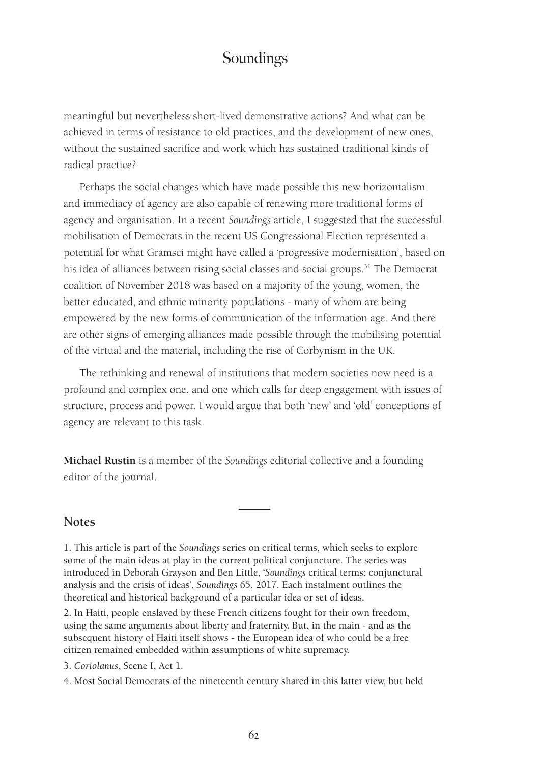meaningful but nevertheless short-lived demonstrative actions? And what can be achieved in terms of resistance to old practices, and the development of new ones, without the sustained sacrifice and work which has sustained traditional kinds of radical practice?

Perhaps the social changes which have made possible this new horizontalism and immediacy of agency are also capable of renewing more traditional forms of agency and organisation. In a recent *Soundings* article, I suggested that the successful mobilisation of Democrats in the recent US Congressional Election represented a potential for what Gramsci might have called a 'progressive modernisation', based on his idea of alliances between rising social classes and social groups.[31] The Democrat coalition of November 2018 was based on a majority of the young, women, the better educated, and ethnic minority populations - many of whom are being empowered by the new forms of communication of the information age. And there are other signs of emerging alliances made possible through the mobilising potential of the virtual and the material, including the rise of Corbynism in the UK.

The rethinking and renewal of institutions that modern societies now need is a profound and complex one, and one which calls for deep engagement with issues of structure, process and power. I would argue that both 'new' and 'old' conceptions of agency are relevant to this task.

**Michael Rustin** is a member of the *Soundings* editorial collective and a founding editor of the journal.

## Notes

1. This article is part of the *Soundings* series on critical terms, which seeks to explore some of the main ideas at play in the current political conjuncture. The series was introduced in Deborah Grayson and Ben Little, '*Soundings* critical terms: conjunctural analysis and the crisis of ideas', *Soundings* 65, 2017. Each instalment outlines the theoretical and historical background of a particular idea or set of ideas.

2. In Haiti, people enslaved by these French citizens fought for their own freedom, using the same arguments about liberty and fraternity. But, in the main - and as the subsequent history of Haiti itself shows - the European idea of who could be a free citizen remained embedded within assumptions of white supremacy.

3. *Coriolanus*, Scene I, Act 1.

4. Most Social Democrats of the nineteenth century shared in this latter view, but held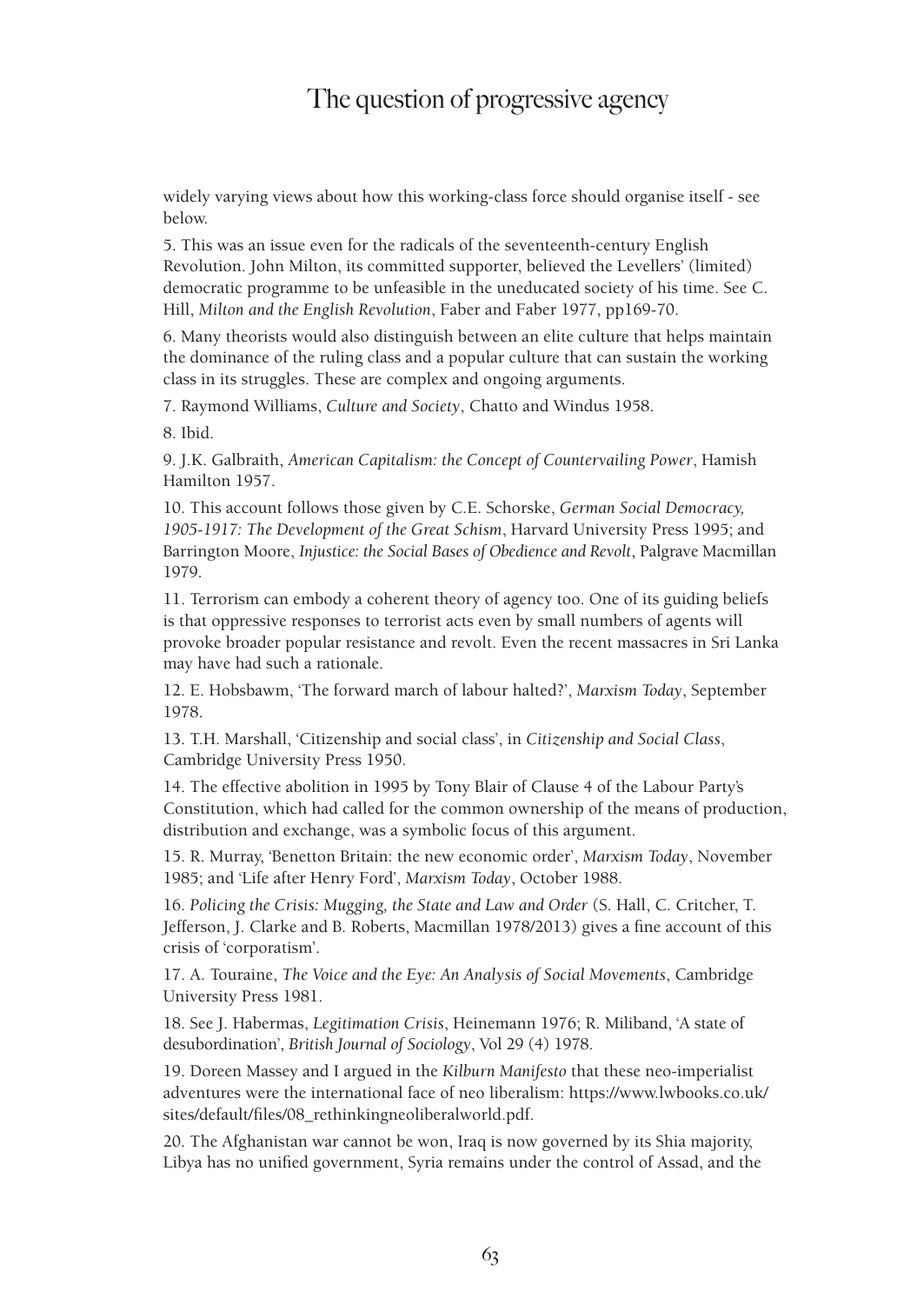widely varying views about how this working-class force should organise itself - see below.

5. This was an issue even for the radicals of the seventeenth-century English Revolution. John Milton, its committed supporter, believed the Levellers' (limited) democratic programme to be unfeasible in the uneducated society of his time. See C. Hill, *Milton and the English Revolution*, Faber and Faber 1977, pp169-70.

6. Many theorists would also distinguish between an elite culture that helps maintain the dominance of the ruling class and a popular culture that can sustain the working class in its struggles. These are complex and ongoing arguments.

7. Raymond Williams, *Culture and Society*, Chatto and Windus 1958.

8. Ibid.

9. J.K. Galbraith, *American Capitalism: the Concept of Countervailing Power*, Hamish Hamilton 1957.

10. This account follows those given by C.E. Schorske, *German Social Democracy, 1905-1917: The Development of the Great Schism*, Harvard University Press 1995; and Barrington Moore, *Injustice: the Social Bases of Obedience and Revolt*, Palgrave Macmillan 1979.

11. Terrorism can embody a coherent theory of agency too. One of its guiding beliefs is that oppressive responses to terrorist acts even by small numbers of agents will provoke broader popular resistance and revolt. Even the recent massacres in Sri Lanka may have had such a rationale.

12. E. Hobsbawm, 'The forward march of labour halted?', *Marxism Today*, September 1978.

13. T.H. Marshall, 'Citizenship and social class', in *Citizenship and Social Class*, Cambridge University Press 1950.

14. The effective abolition in 1995 by Tony Blair of Clause 4 of the Labour Party's Constitution, which had called for the common ownership of the means of production, distribution and exchange, was a symbolic focus of this argument.

15. R. Murray, 'Benetton Britain: the new economic order', *Marxism Today*, November 1985; and 'Life after Henry Ford', *Marxism Today*, October 1988.

16. *Policing the Crisis: Mugging, the State and Law and Order* (S. Hall, C. Critcher, T. Jefferson, J. Clarke and B. Roberts, Macmillan 1978/2013) gives a fine account of this crisis of 'corporatism'.

17. A. Touraine, *The Voice and the Eye: An Analysis of Social Movements*, Cambridge University Press 1981.

18. See J. Habermas, *Legitimation Crisis*, Heinemann 1976; R. Miliband, 'A state of desubordination', *British Journal of Sociology*, Vol 29 (4) 1978.

19. Doreen Massey and I argued in the *Kilburn Manifesto* that these neo-imperialist adventures were the international face of neo liberalism: https://www.lwbooks.co.uk/sites/default/files/08_rethinkingneoliberalworld.pdf.

20. The Afghanistan war cannot be won, Iraq is now governed by its Shia majority, Libya has no unified government, Syria remains under the control of Assad, and the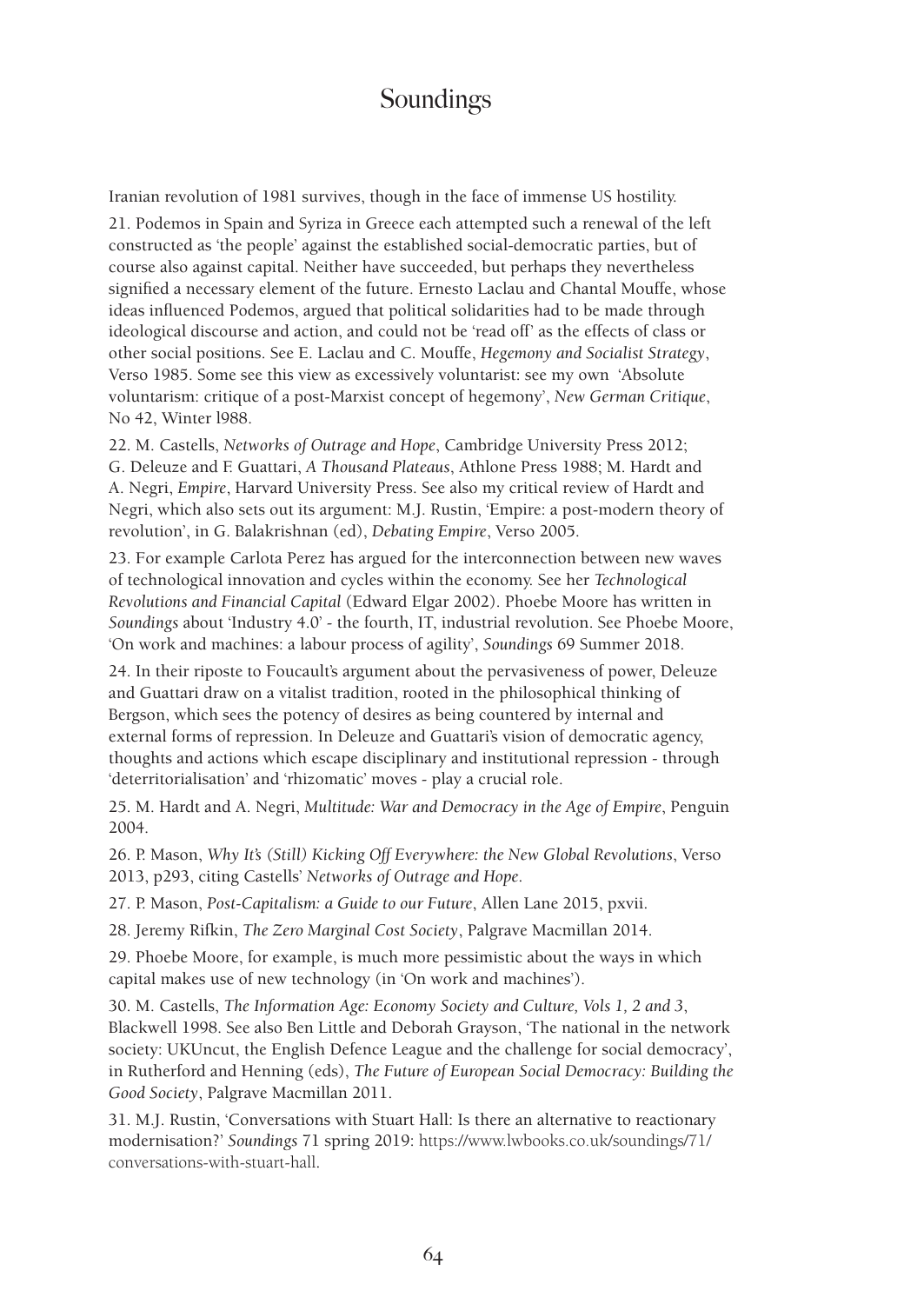Iranian revolution of 1981 survives, though in the face of immense US hostility.

21. Podemos in Spain and Syriza in Greece each attempted such a renewal of the left constructed as 'the people' against the established social-democratic parties, but of course also against capital. Neither have succeeded, but perhaps they nevertheless signified a necessary element of the future. Ernesto Laclau and Chantal Mouffe, whose ideas influenced Podemos, argued that political solidarities had to be made through ideological discourse and action, and could not be 'read off' as the effects of class or other social positions. See E. Laclau and C. Mouffe, *Hegemony and Socialist Strategy*, Verso 1985. Some see this view as excessively voluntarist: see my own 'Absolute voluntarism: critique of a post-Marxist concept of hegemony', *New German Critique*, No 42, Winter l988.

22. M. Castells, *Networks of Outrage and Hope*, Cambridge University Press 2012; G. Deleuze and F. Guattari, *A Thousand Plateaus*, Athlone Press 1988; M. Hardt and A. Negri, *Empire*, Harvard University Press. See also my critical review of Hardt and Negri, which also sets out its argument: M.J. Rustin, 'Empire: a post-modern theory of revolution', in G. Balakrishnan (ed), *Debating Empire*, Verso 2005.

23. For example Carlota Perez has argued for the interconnection between new waves of technological innovation and cycles within the economy. See her *Technological Revolutions and Financial Capital* (Edward Elgar 2002). Phoebe Moore has written in *Soundings* about 'Industry 4.0' - the fourth, IT, industrial revolution. See Phoebe Moore, 'On work and machines: a labour process of agility', *Soundings* 69 Summer 2018.

24. In their riposte to Foucault's argument about the pervasiveness of power, Deleuze and Guattari draw on a vitalist tradition, rooted in the philosophical thinking of Bergson, which sees the potency of desires as being countered by internal and external forms of repression. In Deleuze and Guattari's vision of democratic agency, thoughts and actions which escape disciplinary and institutional repression - through 'deterritorialisation' and 'rhizomatic' moves - play a crucial role.

25. M. Hardt and A. Negri, *Multitude: War and Democracy in the Age of Empire*, Penguin 2004.

26. P. Mason, *Why It's (Still) Kicking Off Everywhere: the New Global Revolutions*, Verso 2013, p293, citing Castells' *Networks of Outrage and Hope*.

27. P. Mason, *Post-Capitalism: a Guide to our Future*, Allen Lane 2015, pxvii.

28. Jeremy Rifkin, *The Zero Marginal Cost Society*, Palgrave Macmillan 2014.

29. Phoebe Moore, for example, is much more pessimistic about the ways in which capital makes use of new technology (in 'On work and machines').

30. M. Castells, *The Information Age: Economy Society and Culture, Vols 1, 2 and 3*, Blackwell 1998. See also Ben Little and Deborah Grayson, 'The national in the network society: UKUncut, the English Defence League and the challenge for social democracy', in Rutherford and Henning (eds), *The Future of European Social Democracy: Building the Good Society*, Palgrave Macmillan 2011.

31. M.J. Rustin, 'Conversations with Stuart Hall: Is there an alternative to reactionary modernisation?' *Soundings* 71 spring 2019: https://www.lwbooks.co.uk/soundings/71/conversations-with-stuart-hall.